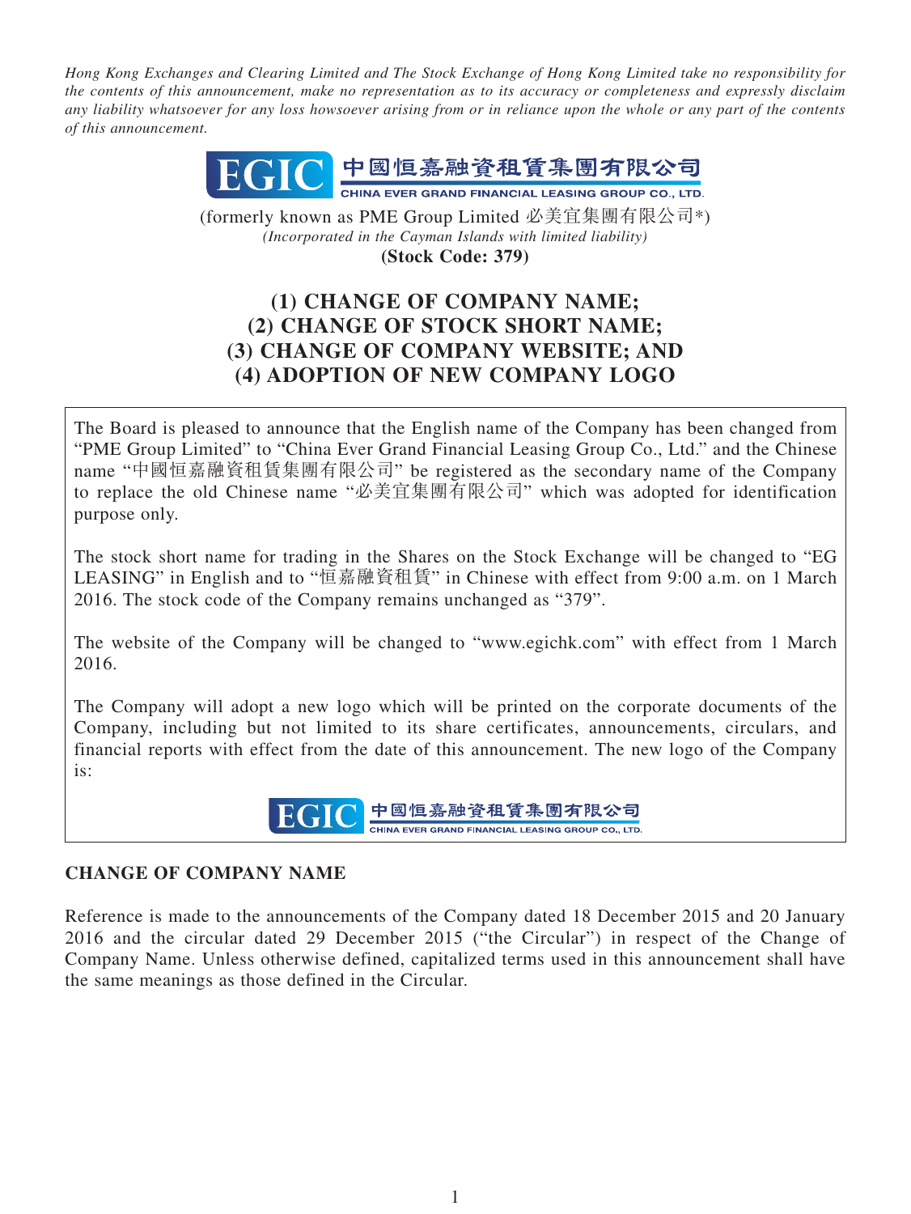*Hong Kong Exchanges and Clearing Limited and The Stock Exchange of Hong Kong Limited take no responsibility for the contents of this announcement, make no representation as to its accuracy or completeness and expressly disclaim any liability whatsoever for any loss howsoever arising from or in reliance upon the whole or any part of the contents of this announcement.*

EGIC 中國恒嘉融資租賃集團有限公司
CHINA EVER GRAND FINANCIAL LEASING GROUP CO., LTD.

(formerly known as PME Group Limited 必美宜集團有限公司*)
*(Incorporated in the Cayman Islands with limited liability)*
**(Stock Code: 379)**

# (1) CHANGE OF COMPANY NAME; (2) CHANGE OF STOCK SHORT NAME; (3) CHANGE OF COMPANY WEBSITE; AND (4) ADOPTION OF NEW COMPANY LOGO

The Board is pleased to announce that the English name of the Company has been changed from "PME Group Limited" to "China Ever Grand Financial Leasing Group Co., Ltd." and the Chinese name "中國恒嘉融資租賃集團有限公司" be registered as the secondary name of the Company to replace the old Chinese name "必美宜集團有限公司" which was adopted for identification purpose only.

The stock short name for trading in the Shares on the Stock Exchange will be changed to "EG LEASING" in English and to "恒嘉融資租賃" in Chinese with effect from 9:00 a.m. on 1 March 2016. The stock code of the Company remains unchanged as "379".

The website of the Company will be changed to "www.egichk.com" with effect from 1 March 2016.

The Company will adopt a new logo which will be printed on the corporate documents of the Company, including but not limited to its share certificates, announcements, circulars, and financial reports with effect from the date of this announcement. The new logo of the Company is:

EGIC 中國恒嘉融資租賃集團有限公司
CHINA EVER GRAND FINANCIAL LEASING GROUP CO., LTD.

## CHANGE OF COMPANY NAME

Reference is made to the announcements of the Company dated 18 December 2015 and 20 January 2016 and the circular dated 29 December 2015 ("the Circular") in respect of the Change of Company Name. Unless otherwise defined, capitalized terms used in this announcement shall have the same meanings as those defined in the Circular.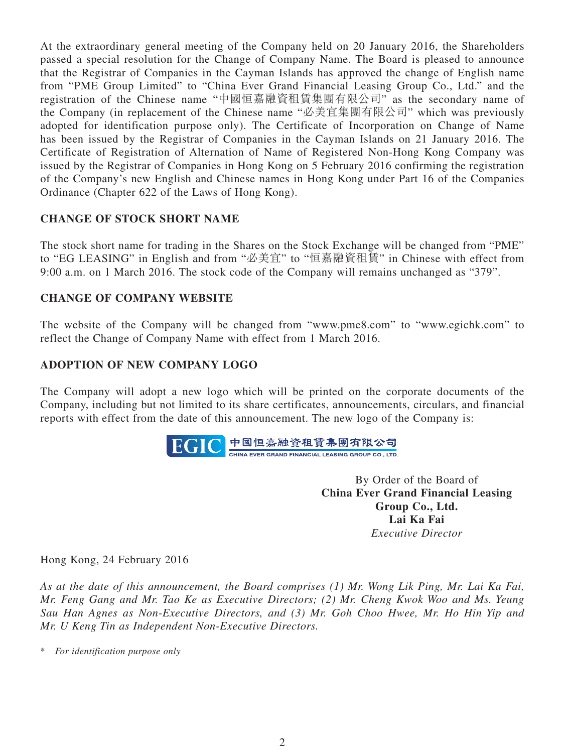At the extraordinary general meeting of the Company held on 20 January 2016, the Shareholders passed a special resolution for the Change of Company Name. The Board is pleased to announce that the Registrar of Companies in the Cayman Islands has approved the change of English name from "PME Group Limited" to "China Ever Grand Financial Leasing Group Co., Ltd." and the registration of the Chinese name "中國恒嘉融資租賃集團有限公司" as the secondary name of the Company (in replacement of the Chinese name "必美宜集團有限公司" which was previously adopted for identification purpose only). The Certificate of Incorporation on Change of Name has been issued by the Registrar of Companies in the Cayman Islands on 21 January 2016. The Certificate of Registration of Alternation of Name of Registered Non-Hong Kong Company was issued by the Registrar of Companies in Hong Kong on 5 February 2016 confirming the registration of the Company's new English and Chinese names in Hong Kong under Part 16 of the Companies Ordinance (Chapter 622 of the Laws of Hong Kong).

## CHANGE OF STOCK SHORT NAME

The stock short name for trading in the Shares on the Stock Exchange will be changed from "PME" to "EG LEASING" in English and from "必美宜" to "恒嘉融資租賃" in Chinese with effect from 9:00 a.m. on 1 March 2016. The stock code of the Company will remains unchanged as "379".

## CHANGE OF COMPANY WEBSITE

The website of the Company will be changed from "www.pme8.com" to "www.egichk.com" to reflect the Change of Company Name with effect from 1 March 2016.

## ADOPTION OF NEW COMPANY LOGO

The Company will adopt a new logo which will be printed on the corporate documents of the Company, including but not limited to its share certificates, announcements, circulars, and financial reports with effect from the date of this announcement. The new logo of the Company is:

EGIC 中國恒嘉融資租賃集團有限公司
CHINA EVER GRAND FINANCIAL LEASING GROUP CO., LTD.

By Order of the Board of
**China Ever Grand Financial Leasing Group Co., Ltd.**
**Lai Ka Fai**
*Executive Director*

Hong Kong, 24 February 2016

*As at the date of this announcement, the Board comprises (1) Mr. Wong Lik Ping, Mr. Lai Ka Fai, Mr. Feng Gang and Mr. Tao Ke as Executive Directors; (2) Mr. Cheng Kwok Woo and Ms. Yeung Sau Han Agnes as Non-Executive Directors, and (3) Mr. Goh Choo Hwee, Mr. Ho Hin Yip and Mr. U Keng Tin as Independent Non-Executive Directors.*

\* *For identification purpose only*